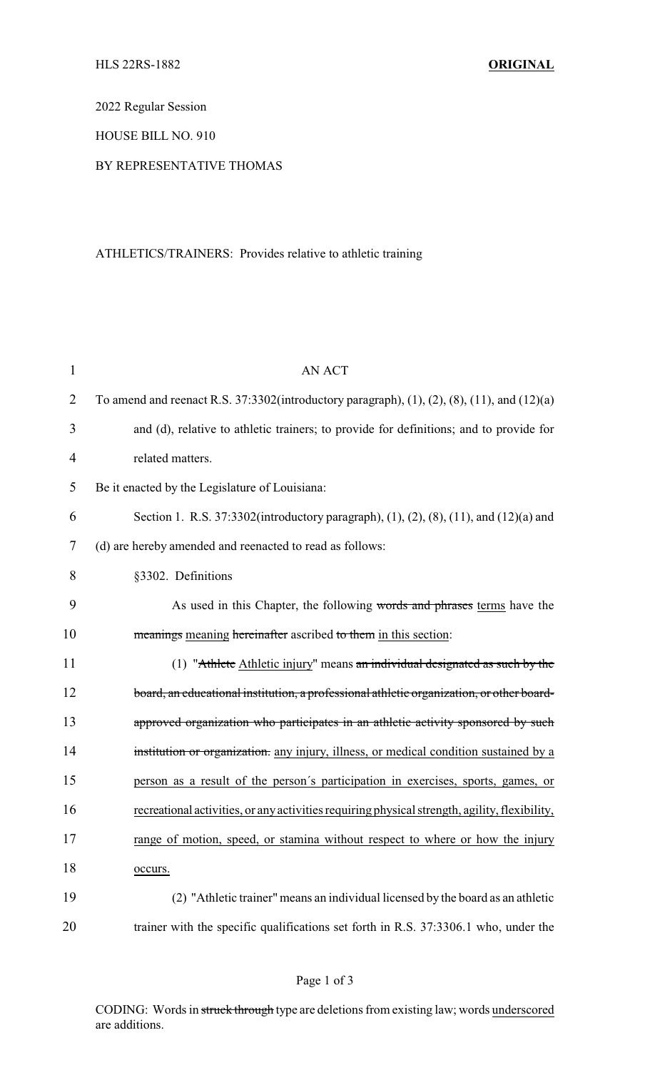2022 Regular Session

HOUSE BILL NO. 910

BY REPRESENTATIVE THOMAS

ATHLETICS/TRAINERS: Provides relative to athletic training

AN ACT

To amend and reenact R.S. 37:3302(introductory paragraph), (1), (2), (8), (11), and (12)(a) and (d), relative to athletic trainers; to provide for definitions; and to provide for related matters.

Be it enacted by the Legislature of Louisiana:

Section 1. R.S. 37:3302(introductory paragraph), (1), (2), (8), (11), and (12)(a) and (d) are hereby amended and reenacted to read as follows:

§3302. Definitions

As used in this Chapter, the following ~~words and phrases~~ <u>terms</u> have the ~~meanings~~ <u>meaning</u> ~~hereinafter~~ ascribed ~~to them~~ <u>in this section</u>:

(1) "~~Athlete~~ <u>Athletic injury</u>" means ~~an individual designated as such by the board, an educational institution, a professional athletic organization, or other board-approved organization who participates in an athletic activity sponsored by such institution or organization.~~ <u>any injury, illness, or medical condition sustained by a person as a result of the person´s participation in exercises, sports, games, or recreational activities, or any activities requiring physical strength, agility, flexibility, range of motion, speed, or stamina without respect to where or how the injury occurs.</u>

(2) "Athletic trainer" means an individual licensed by the board as an athletic trainer with the specific qualifications set forth in R.S. 37:3306.1 who, under the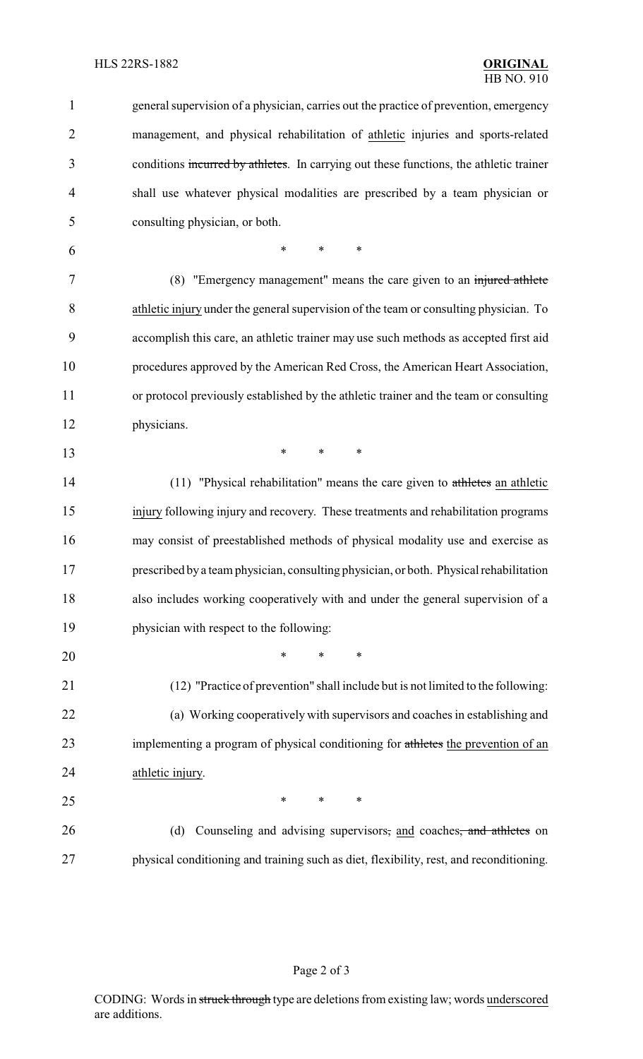general supervision of a physician, carries out the practice of prevention, emergency management, and physical rehabilitation of <u>athletic</u> injuries and sports-related conditions ~~incurred by athletes~~. In carrying out these functions, the athletic trainer shall use whatever physical modalities are prescribed by a team physician or consulting physician, or both.

\* \* \*

(8) "Emergency management" means the care given to an ~~injured athlete~~ <u>athletic injury</u> under the general supervision of the team or consulting physician. To accomplish this care, an athletic trainer may use such methods as accepted first aid procedures approved by the American Red Cross, the American Heart Association, or protocol previously established by the athletic trainer and the team or consulting physicians.

\* \* \*

(11) "Physical rehabilitation" means the care given to ~~athletes~~ <u>an athletic injury</u> following injury and recovery. These treatments and rehabilitation programs may consist of preestablished methods of physical modality use and exercise as prescribed by a team physician, consulting physician, or both. Physical rehabilitation also includes working cooperatively with and under the general supervision of a physician with respect to the following:

\* \* \*

(12) "Practice of prevention" shall include but is not limited to the following:

(a) Working cooperatively with supervisors and coaches in establishing and implementing a program of physical conditioning for ~~athletes~~ <u>the prevention of an athletic injury</u>.

\* \* \*

(d) Counseling and advising supervisors~~,~~ <u>and</u> coaches~~, and athletes~~ on physical conditioning and training such as diet, flexibility, rest, and reconditioning.

CODING: Words in ~~struck through~~ type are deletions from existing law; words <u>underscored</u> are additions.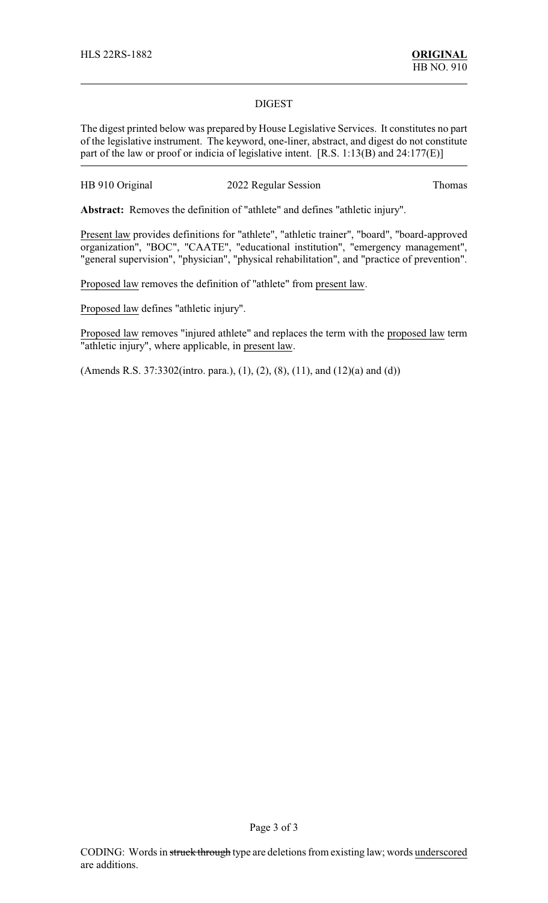DIGEST

The digest printed below was prepared by House Legislative Services. It constitutes no part of the legislative instrument. The keyword, one-liner, abstract, and digest do not constitute part of the law or proof or indicia of legislative intent. [R.S. 1:13(B) and 24:177(E)]

HB 910 Original 2022 Regular Session Thomas

**Abstract:** Removes the definition of "athlete" and defines "athletic injury".

Present law provides definitions for "athlete", "athletic trainer", "board", "board-approved organization", "BOC", "CAATE", "educational institution", "emergency management", "general supervision", "physician", "physical rehabilitation", and "practice of prevention".

Proposed law removes the definition of "athlete" from present law.

Proposed law defines "athletic injury".

Proposed law removes "injured athlete" and replaces the term with the proposed law term "athletic injury", where applicable, in present law.

(Amends R.S. 37:3302(intro. para.), (1), (2), (8), (11), and (12)(a) and (d))

CODING: Words in ~~struck through~~ type are deletions from existing law; words underscored are additions.